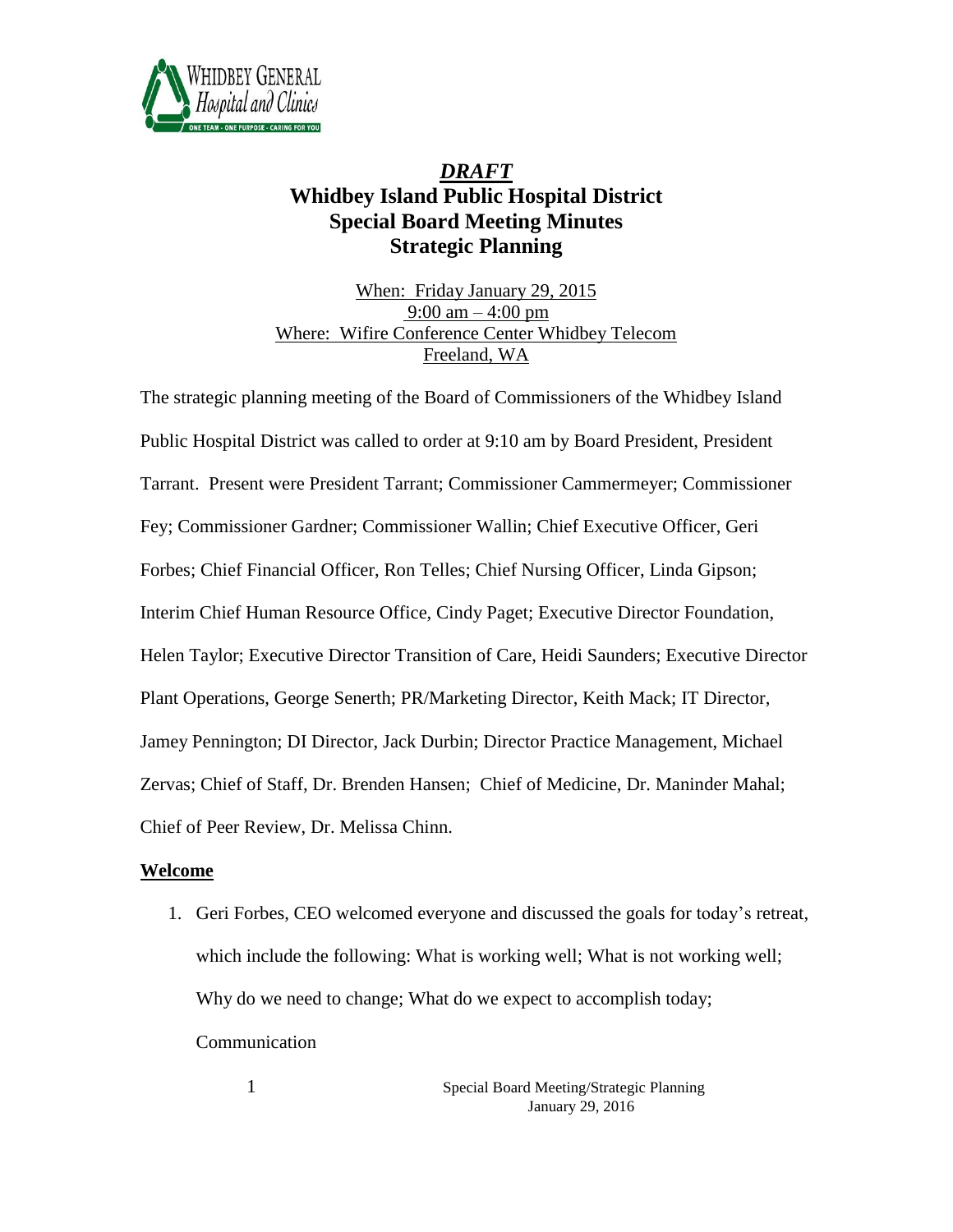# *DRAFT*

# Whidbey Island Public Hospital District
## Special Board Meeting Minutes
## Strategic Planning

When: Friday January 29, 2015
9:00 am – 4:00 pm
Where: Wifire Conference Center Whidbey Telecom
Freeland, WA

The strategic planning meeting of the Board of Commissioners of the Whidbey Island Public Hospital District was called to order at 9:10 am by Board President, President Tarrant. Present were President Tarrant; Commissioner Cammermeyer; Commissioner Fey; Commissioner Gardner; Commissioner Wallin; Chief Executive Officer, Geri Forbes; Chief Financial Officer, Ron Telles; Chief Nursing Officer, Linda Gipson; Interim Chief Human Resource Office, Cindy Paget; Executive Director Foundation, Helen Taylor; Executive Director Transition of Care, Heidi Saunders; Executive Director Plant Operations, George Senerth; PR/Marketing Director, Keith Mack; IT Director, Jamey Pennington; DI Director, Jack Durbin; Director Practice Management, Michael Zervas; Chief of Staff, Dr. Brenden Hansen; Chief of Medicine, Dr. Maninder Mahal; Chief of Peer Review, Dr. Melissa Chinn.

### Welcome

1. Geri Forbes, CEO welcomed everyone and discussed the goals for today's retreat, which include the following: What is working well; What is not working well; Why do we need to change; What do we expect to accomplish today; Communication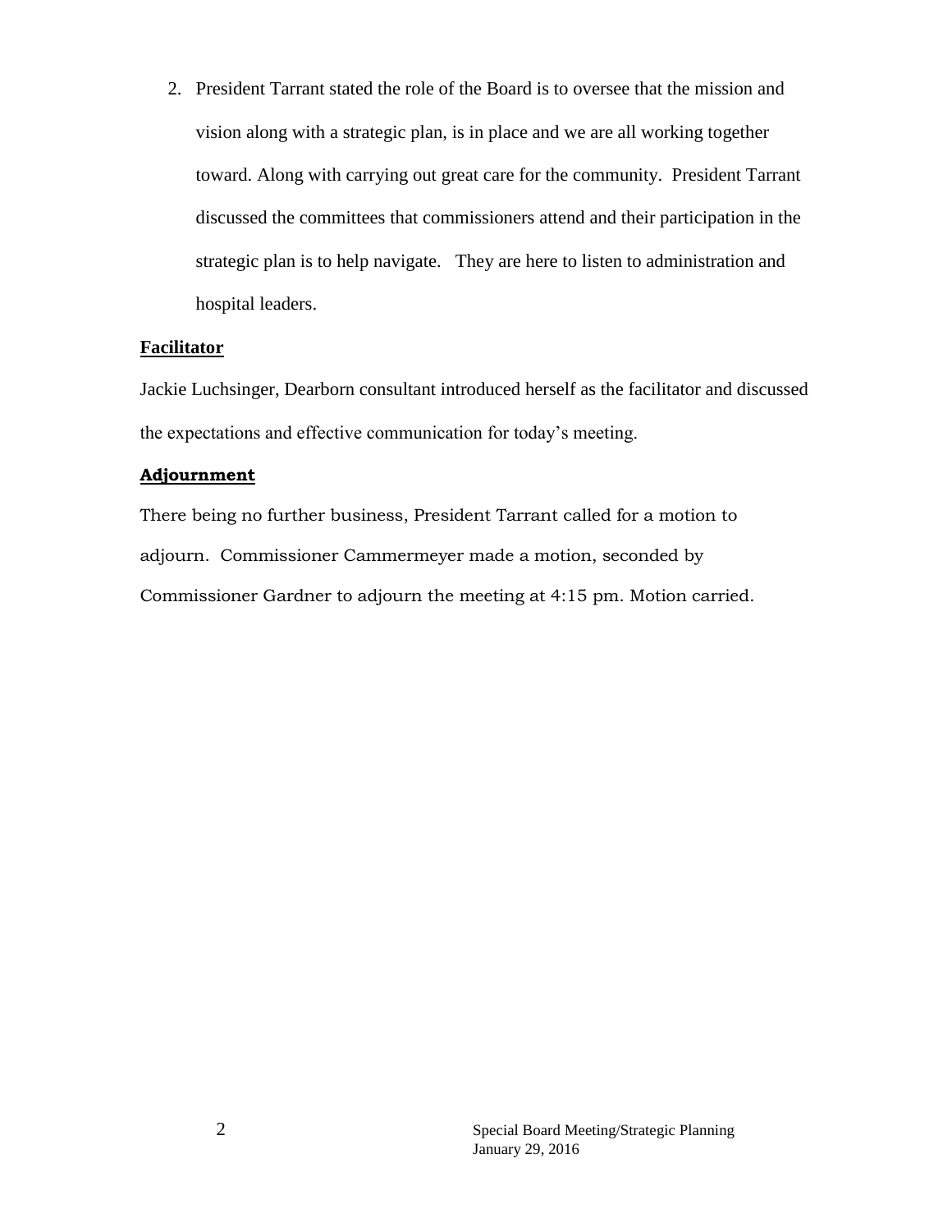2. President Tarrant stated the role of the Board is to oversee that the mission and vision along with a strategic plan, is in place and we are all working together toward. Along with carrying out great care for the community. President Tarrant discussed the committees that commissioners attend and their participation in the strategic plan is to help navigate. They are here to listen to administration and hospital leaders.

**Facilitator**

Jackie Luchsinger, Dearborn consultant introduced herself as the facilitator and discussed the expectations and effective communication for today's meeting.

**Adjournment**

There being no further business, President Tarrant called for a motion to adjourn. Commissioner Cammermeyer made a motion, seconded by Commissioner Gardner to adjourn the meeting at 4:15 pm. Motion carried.